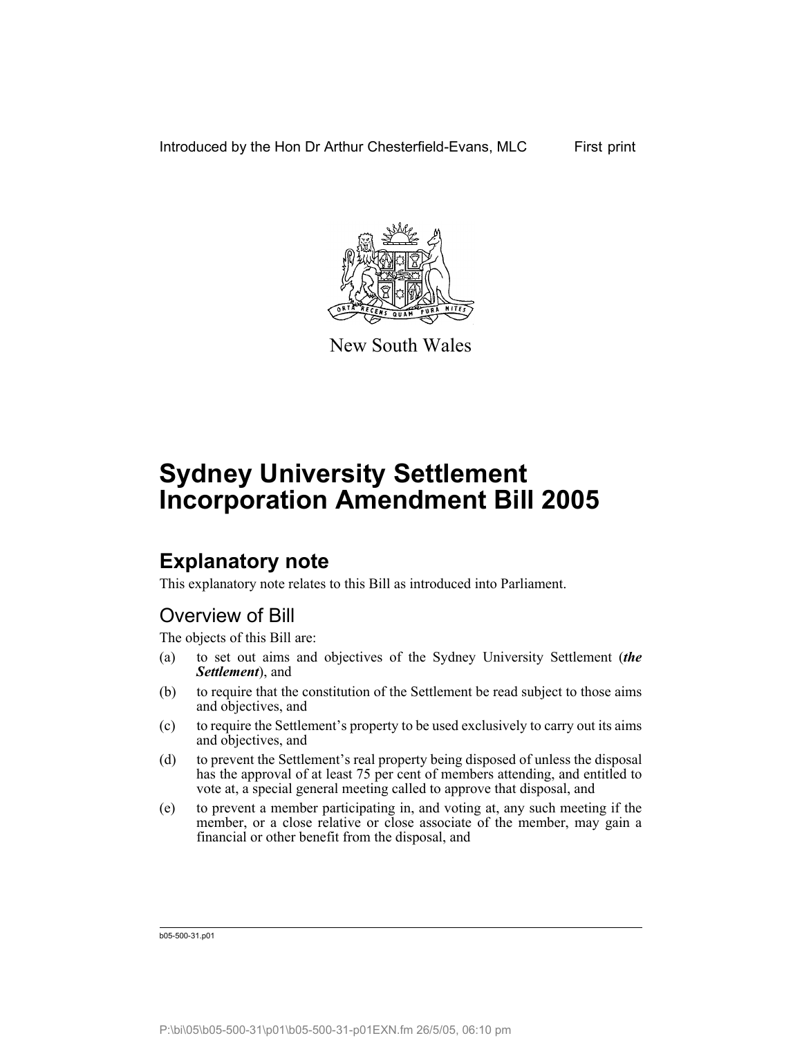Introduced by the Hon Dr Arthur Chesterfield-Evans, MLC First print

New South Wales

# Sydney University Settlement Incorporation Amendment Bill 2005

## Explanatory note

This explanatory note relates to this Bill as introduced into Parliament.

### Overview of Bill

The objects of this Bill are:

(a) to set out aims and objectives of the Sydney University Settlement (***the Settlement***), and

(b) to require that the constitution of the Settlement be read subject to those aims and objectives, and

(c) to require the Settlement's property to be used exclusively to carry out its aims and objectives, and

(d) to prevent the Settlement's real property being disposed of unless the disposal has the approval of at least 75 per cent of members attending, and entitled to vote at, a special general meeting called to approve that disposal, and

(e) to prevent a member participating in, and voting at, any such meeting if the member, or a close relative or close associate of the member, may gain a financial or other benefit from the disposal, and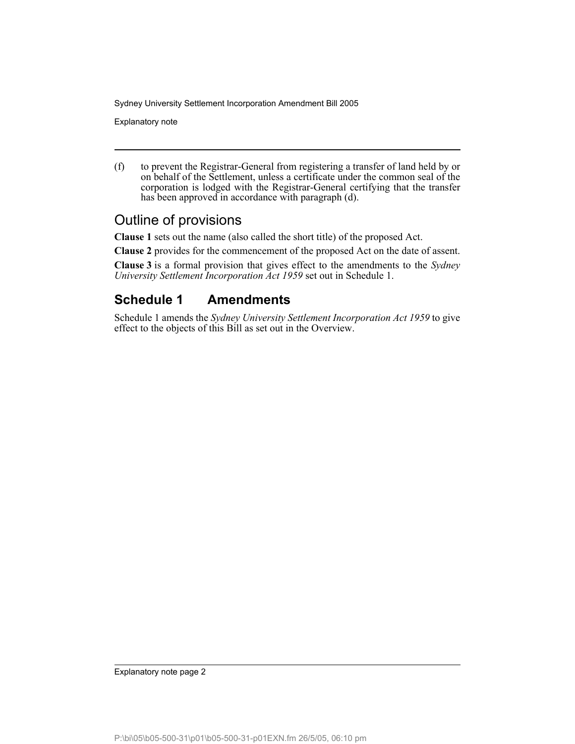(f) to prevent the Registrar-General from registering a transfer of land held by or on behalf of the Settlement, unless a certificate under the common seal of the corporation is lodged with the Registrar-General certifying that the transfer has been approved in accordance with paragraph (d).

## Outline of provisions

**Clause 1** sets out the name (also called the short title) of the proposed Act.

**Clause 2** provides for the commencement of the proposed Act on the date of assent.

**Clause 3** is a formal provision that gives effect to the amendments to the *Sydney University Settlement Incorporation Act 1959* set out in Schedule 1.

## Schedule 1 Amendments

Schedule 1 amends the *Sydney University Settlement Incorporation Act 1959* to give effect to the objects of this Bill as set out in the Overview.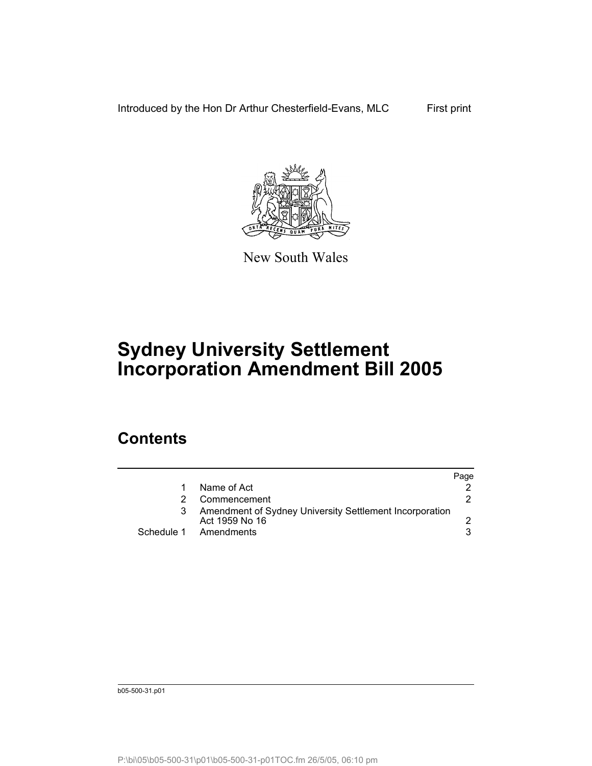Introduced by the Hon Dr Arthur Chesterfield-Evans, MLC First print

New South Wales

# Sydney University Settlement Incorporation Amendment Bill 2005

## Contents

| | | Page |
|---|---|---|
| 1 | Name of Act | 2 |
| 2 | Commencement | 2 |
| 3 | Amendment of Sydney University Settlement Incorporation Act 1959 No 16 | 2 |
| Schedule 1 | Amendments | 3 |

b05-500-31.p01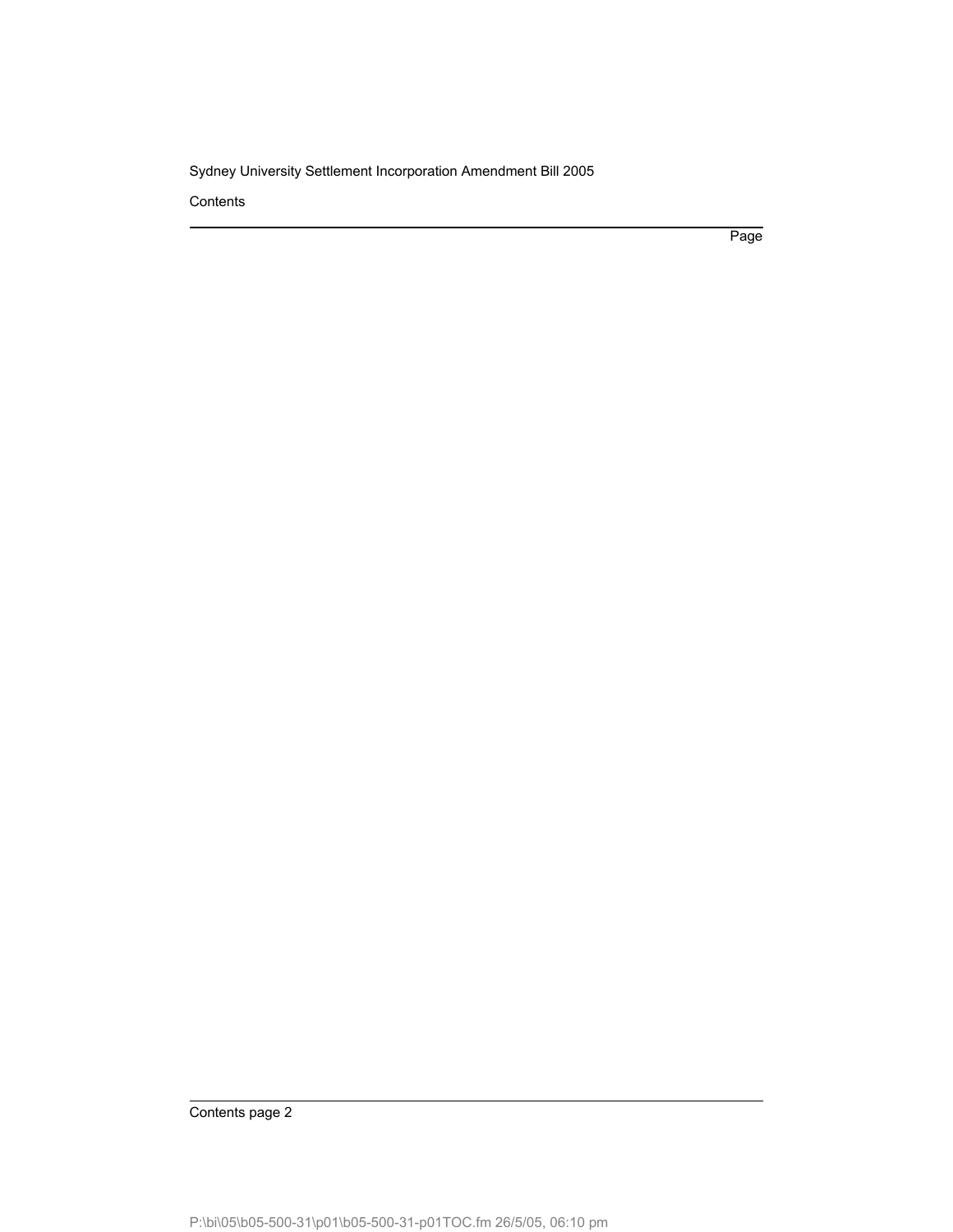Contents

Page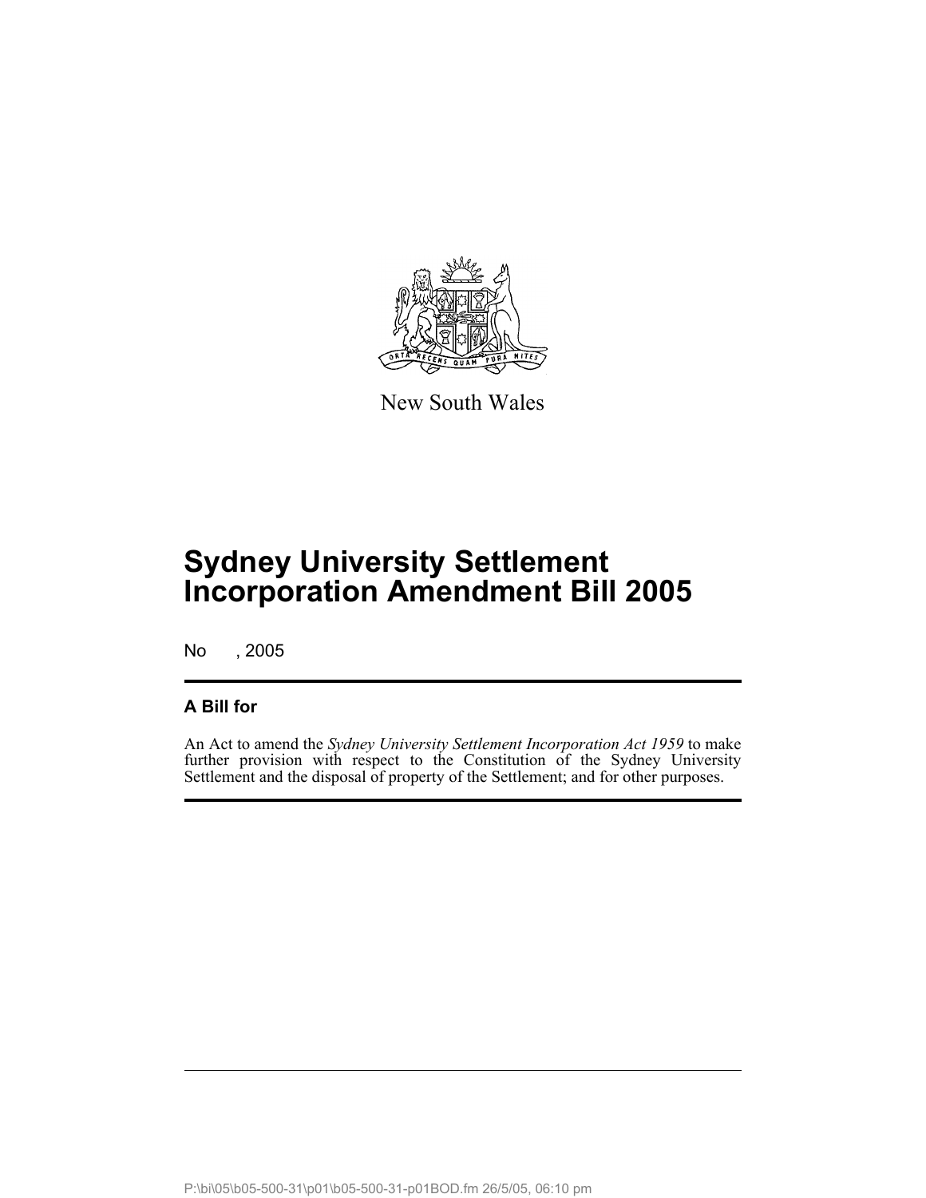New South Wales

# Sydney University Settlement Incorporation Amendment Bill 2005

No , 2005

## A Bill for

An Act to amend the *Sydney University Settlement Incorporation Act 1959* to make further provision with respect to the Constitution of the Sydney University Settlement and the disposal of property of the Settlement; and for other purposes.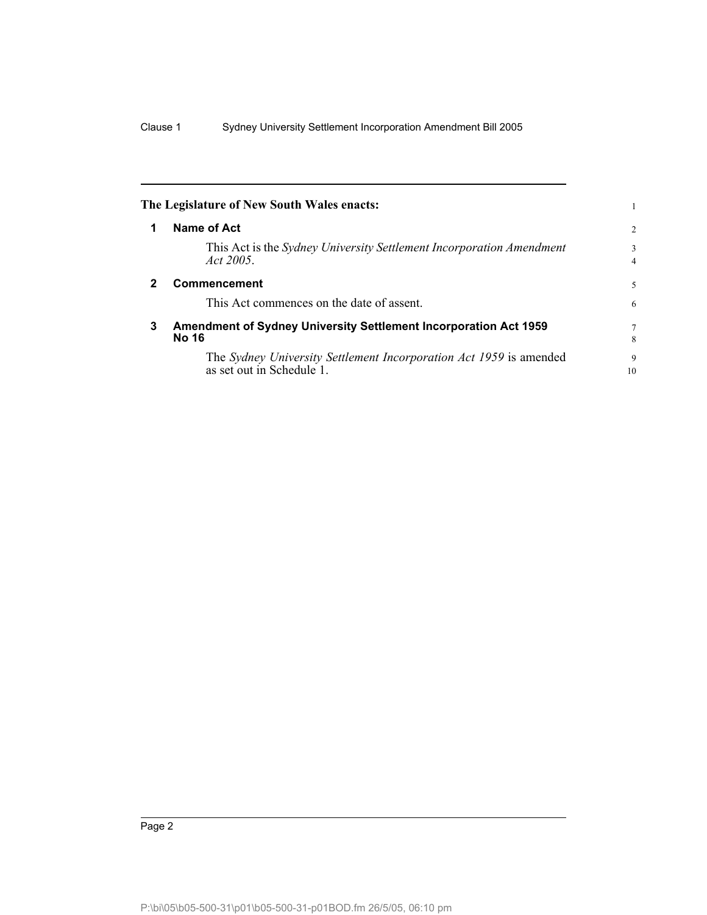**The Legislature of New South Wales enacts:**

## 1 Name of Act

This Act is the *Sydney University Settlement Incorporation Amendment Act 2005*.

## 2 Commencement

This Act commences on the date of assent.

## 3 Amendment of Sydney University Settlement Incorporation Act 1959 No 16

The *Sydney University Settlement Incorporation Act 1959* is amended as set out in Schedule 1.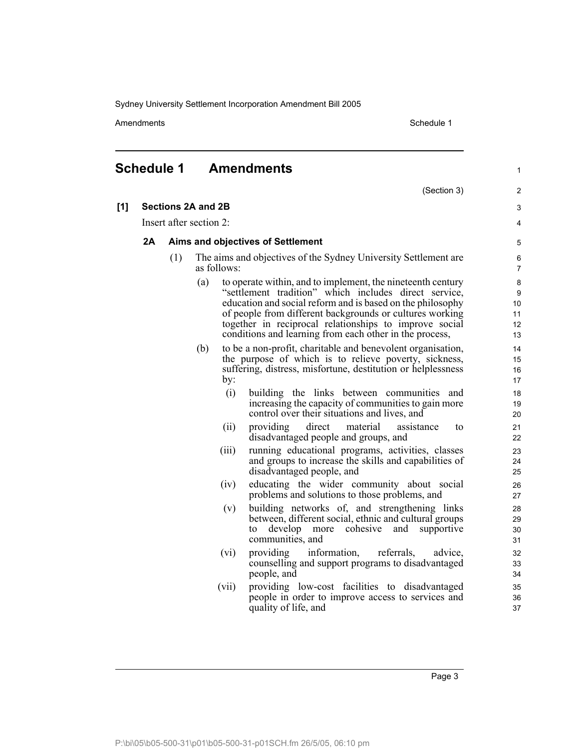# Schedule 1 Amendments

(Section 3)

**[1] Sections 2A and 2B**

Insert after section 2:

### 2A Aims and objectives of Settlement

(1) The aims and objectives of the Sydney University Settlement are as follows:

(a) to operate within, and to implement, the nineteenth century "settlement tradition" which includes direct service, education and social reform and is based on the philosophy of people from different backgrounds or cultures working together in reciprocal relationships to improve social conditions and learning from each other in the process,

(b) to be a non-profit, charitable and benevolent organisation, the purpose of which is to relieve poverty, sickness, suffering, distress, misfortune, destitution or helplessness by:

(i) building the links between communities and increasing the capacity of communities to gain more control over their situations and lives, and

(ii) providing direct material assistance to disadvantaged people and groups, and

(iii) running educational programs, activities, classes and groups to increase the skills and capabilities of disadvantaged people, and

(iv) educating the wider community about social problems and solutions to those problems, and

(v) building networks of, and strengthening links between, different social, ethnic and cultural groups to develop more cohesive and supportive communities, and

(vi) providing information, referrals, advice, counselling and support programs to disadvantaged people, and

(vii) providing low-cost facilities to disadvantaged people in order to improve access to services and quality of life, and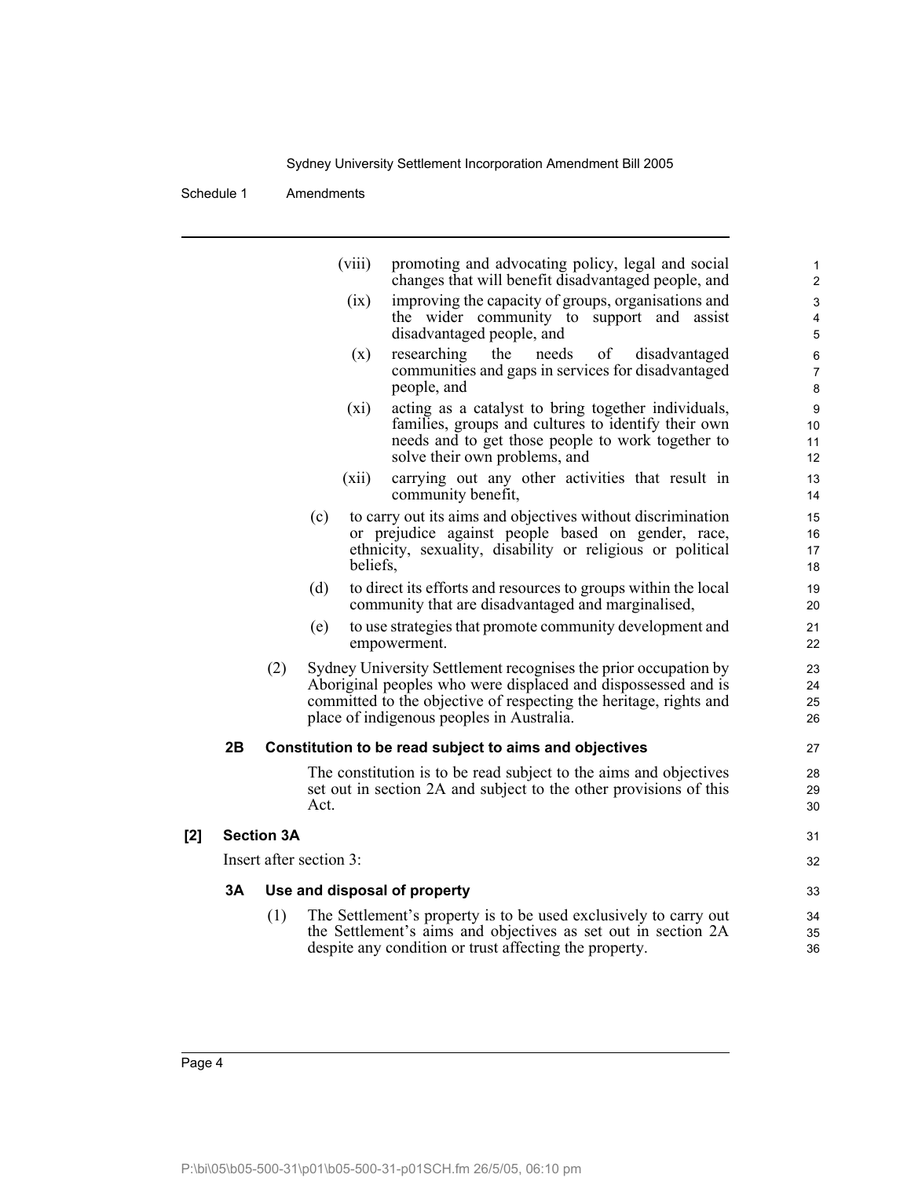(viii) promoting and advocating policy, legal and social changes that will benefit disadvantaged people, and

(ix) improving the capacity of groups, organisations and the wider community to support and assist disadvantaged people, and

(x) researching the needs of disadvantaged communities and gaps in services for disadvantaged people, and

(xi) acting as a catalyst to bring together individuals, families, groups and cultures to identify their own needs and to get those people to work together to solve their own problems, and

(xii) carrying out any other activities that result in community benefit,

(c) to carry out its aims and objectives without discrimination or prejudice against people based on gender, race, ethnicity, sexuality, disability or religious or political beliefs,

(d) to direct its efforts and resources to groups within the local community that are disadvantaged and marginalised,

(e) to use strategies that promote community development and empowerment.

(2) Sydney University Settlement recognises the prior occupation by Aboriginal peoples who were displaced and dispossessed and is committed to the objective of respecting the heritage, rights and place of indigenous peoples in Australia.

**2B Constitution to be read subject to aims and objectives**

The constitution is to be read subject to the aims and objectives set out in section 2A and subject to the other provisions of this Act.

**[2] Section 3A**

Insert after section 3:

**3A Use and disposal of property**

(1) The Settlement's property is to be used exclusively to carry out the Settlement's aims and objectives as set out in section 2A despite any condition or trust affecting the property.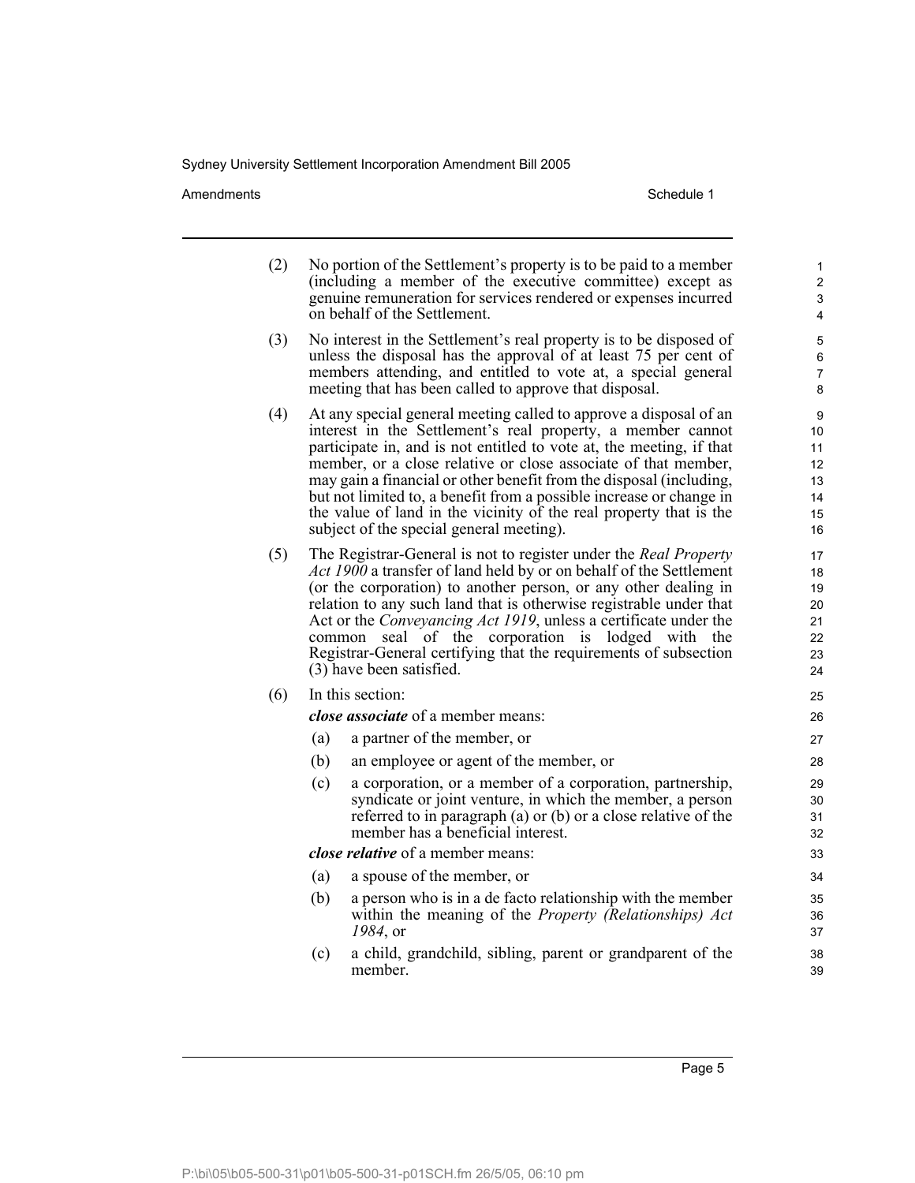(2) No portion of the Settlement's property is to be paid to a member (including a member of the executive committee) except as genuine remuneration for services rendered or expenses incurred on behalf of the Settlement.

(3) No interest in the Settlement's real property is to be disposed of unless the disposal has the approval of at least 75 per cent of members attending, and entitled to vote at, a special general meeting that has been called to approve that disposal.

(4) At any special general meeting called to approve a disposal of an interest in the Settlement's real property, a member cannot participate in, and is not entitled to vote at, the meeting, if that member, or a close relative or close associate of that member, may gain a financial or other benefit from the disposal (including, but not limited to, a benefit from a possible increase or change in the value of land in the vicinity of the real property that is the subject of the special general meeting).

(5) The Registrar-General is not to register under the *Real Property Act 1900* a transfer of land held by or on behalf of the Settlement (or the corporation) to another person, or any other dealing in relation to any such land that is otherwise registrable under that Act or the *Conveyancing Act 1919*, unless a certificate under the common seal of the corporation is lodged with the Registrar-General certifying that the requirements of subsection (3) have been satisfied.

(6) In this section:

***close associate*** of a member means:

- (a) a partner of the member, or
- (b) an employee or agent of the member, or
- (c) a corporation, or a member of a corporation, partnership, syndicate or joint venture, in which the member, a person referred to in paragraph (a) or (b) or a close relative of the member has a beneficial interest.

***close relative*** of a member means:

- (a) a spouse of the member, or
- (b) a person who is in a de facto relationship with the member within the meaning of the *Property (Relationships) Act 1984*, or
- (c) a child, grandchild, sibling, parent or grandparent of the member.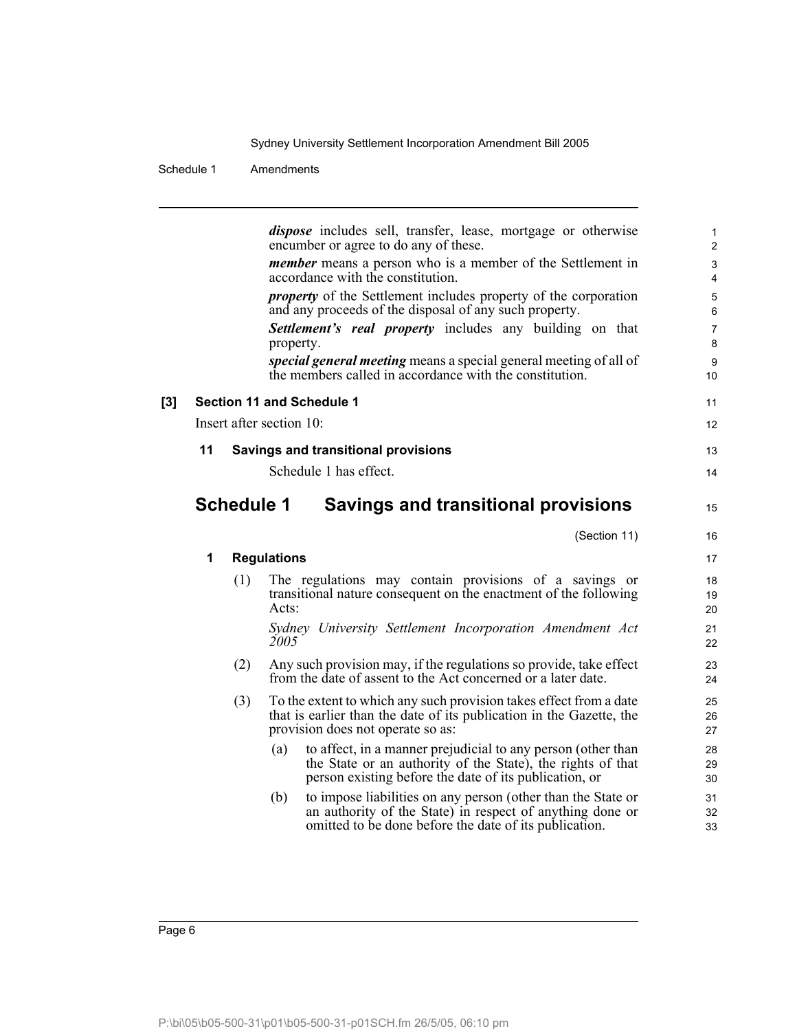***dispose*** includes sell, transfer, lease, mortgage or otherwise encumber or agree to do any of these.

***member*** means a person who is a member of the Settlement in accordance with the constitution.

***property*** of the Settlement includes property of the corporation and any proceeds of the disposal of any such property.

***Settlement's real property*** includes any building on that property.

***special general meeting*** means a special general meeting of all of the members called in accordance with the constitution.

**[3] Section 11 and Schedule 1**

Insert after section 10:

**11 Savings and transitional provisions**

Schedule 1 has effect.

## Schedule 1 Savings and transitional provisions

(Section 11)

**1 Regulations**

(1) The regulations may contain provisions of a savings or transitional nature consequent on the enactment of the following Acts:

*Sydney University Settlement Incorporation Amendment Act 2005*

(2) Any such provision may, if the regulations so provide, take effect from the date of assent to the Act concerned or a later date.

(3) To the extent to which any such provision takes effect from a date that is earlier than the date of its publication in the Gazette, the provision does not operate so as:

(a) to affect, in a manner prejudicial to any person (other than the State or an authority of the State), the rights of that person existing before the date of its publication, or

(b) to impose liabilities on any person (other than the State or an authority of the State) in respect of anything done or omitted to be done before the date of its publication.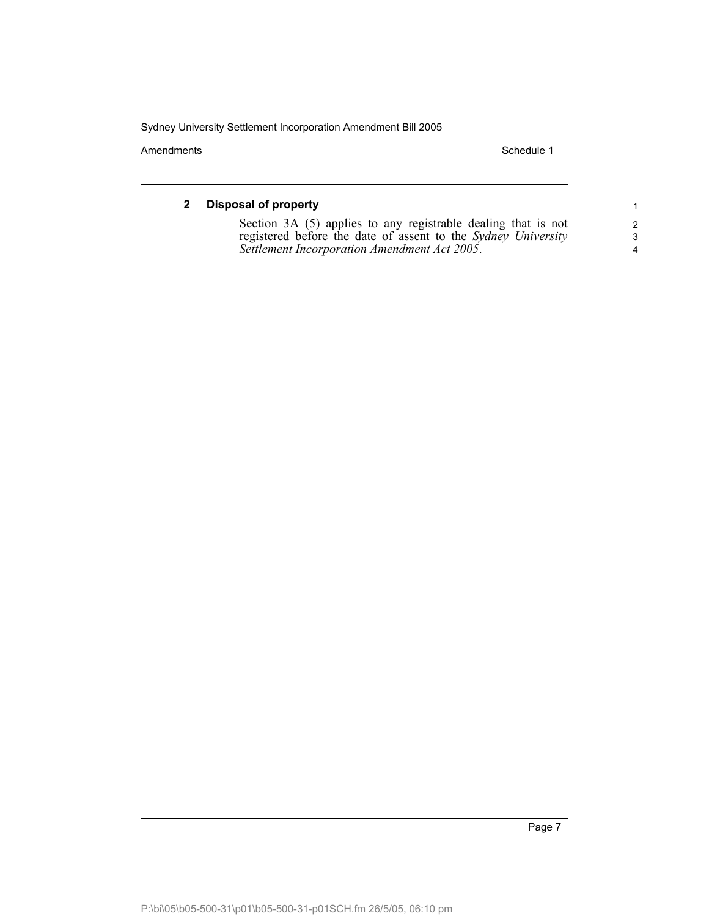## 2 Disposal of property

Section 3A (5) applies to any registrable dealing that is not registered before the date of assent to the *Sydney University Settlement Incorporation Amendment Act 2005*.